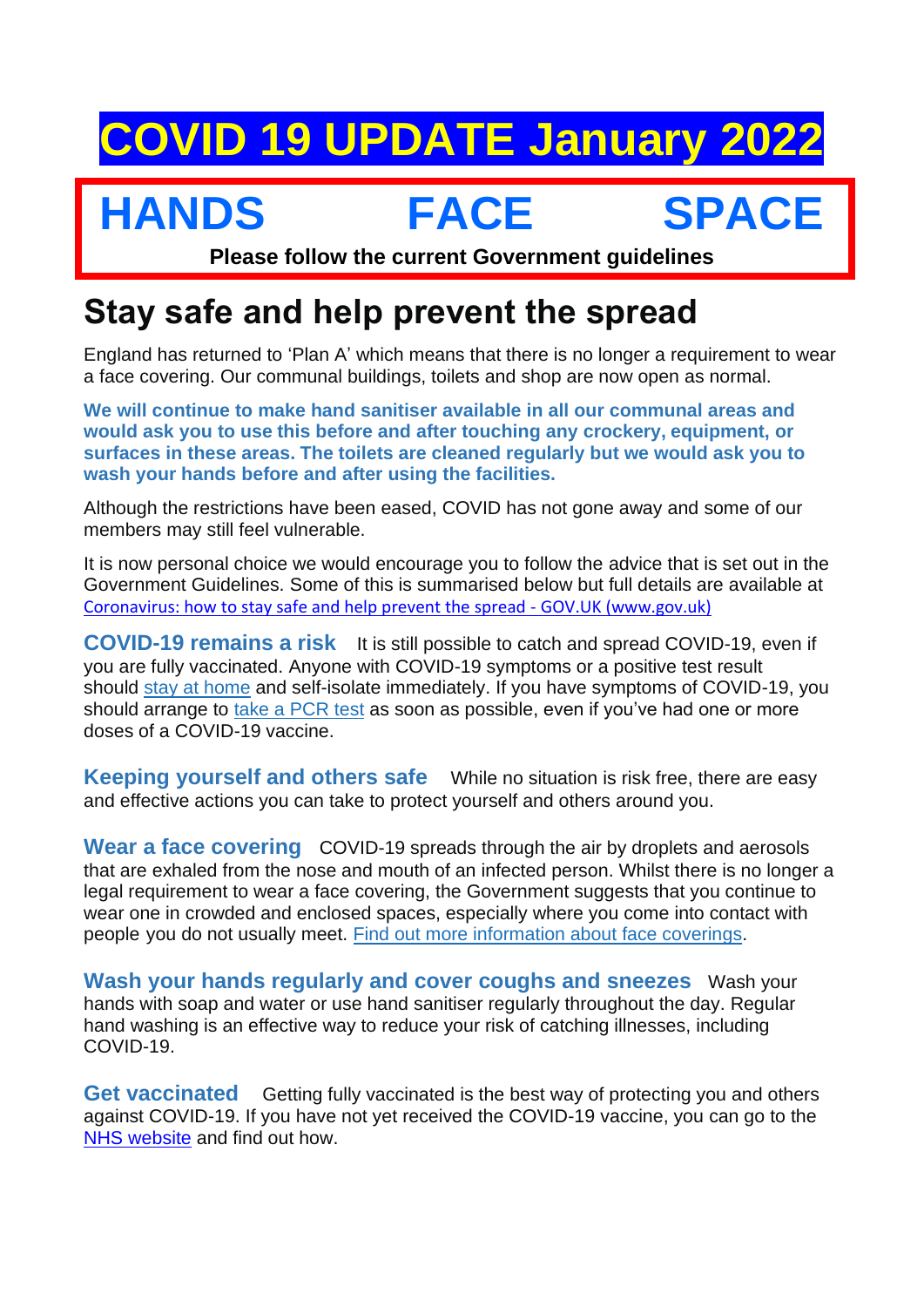# COVID 19 UPDATE January 2022

**HANDS FACE SPACE**

**Please follow the current Government guidelines**

## Stay safe and help prevent the spread

England has returned to 'Plan A' which means that there is no longer a requirement to wear a face covering. Our communal buildings, toilets and shop are now open as normal.

**We will continue to make hand sanitiser available in all our communal areas and would ask you to use this before and after touching any crockery, equipment, or surfaces in these areas. The toilets are cleaned regularly but we would ask you to wash your hands before and after using the facilities.**

Although the restrictions have been eased, COVID has not gone away and some of our members may still feel vulnerable.

It is now personal choice we would encourage you to follow the advice that is set out in the Government Guidelines. Some of this is summarised below but full details are available at Coronavirus: how to stay safe and help prevent the spread - GOV.UK (www.gov.uk)

**COVID-19 remains a risk** It is still possible to catch and spread COVID-19, even if you are fully vaccinated. Anyone with COVID-19 symptoms or a positive test result should stay at home and self-isolate immediately. If you have symptoms of COVID-19, you should arrange to take a PCR test as soon as possible, even if you've had one or more doses of a COVID-19 vaccine.

**Keeping yourself and others safe** While no situation is risk free, there are easy and effective actions you can take to protect yourself and others around you.

**Wear a face covering** COVID-19 spreads through the air by droplets and aerosols that are exhaled from the nose and mouth of an infected person. Whilst there is no longer a legal requirement to wear a face covering, the Government suggests that you continue to wear one in crowded and enclosed spaces, especially where you come into contact with people you do not usually meet. Find out more information about face coverings.

**Wash your hands regularly and cover coughs and sneezes** Wash your hands with soap and water or use hand sanitiser regularly throughout the day. Regular hand washing is an effective way to reduce your risk of catching illnesses, including COVID-19.

**Get vaccinated** Getting fully vaccinated is the best way of protecting you and others against COVID-19. If you have not yet received the COVID-19 vaccine, you can go to the NHS website and find out how.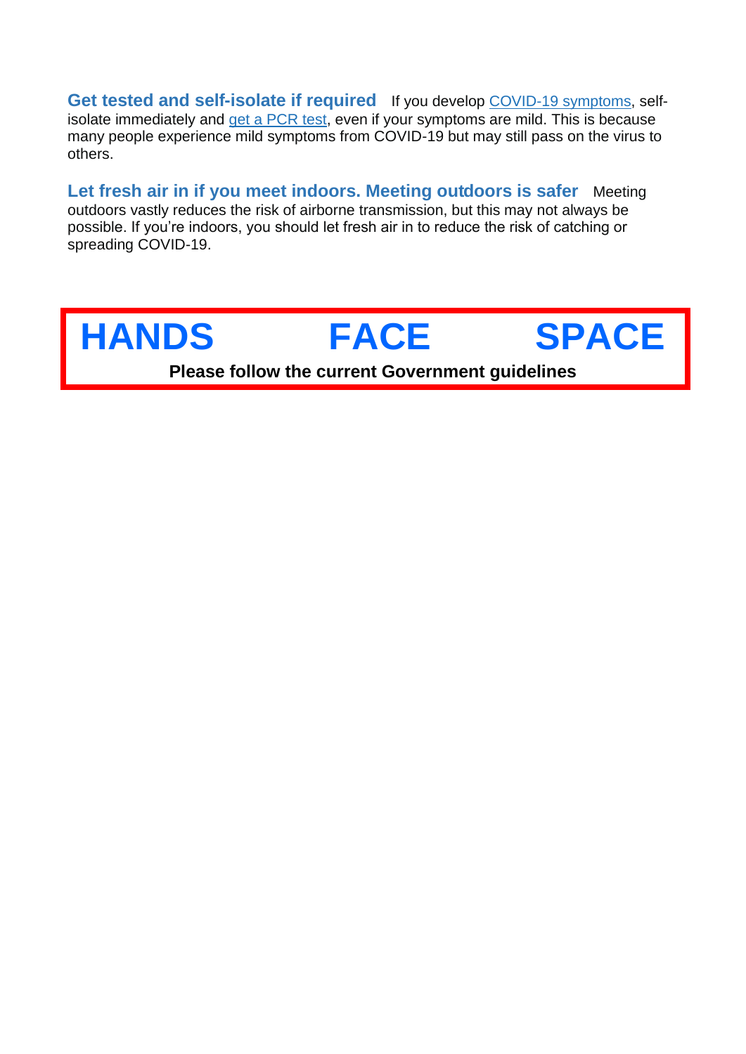**Get tested and self-isolate if required** If you develop COVID-19 symptoms, self-isolate immediately and get a PCR test, even if your symptoms are mild. This is because many people experience mild symptoms from COVID-19 but may still pass on the virus to others.

**Let fresh air in if you meet indoors. Meeting outdoors is safer** Meeting outdoors vastly reduces the risk of airborne transmission, but this may not always be possible. If you're indoors, you should let fresh air in to reduce the risk of catching or spreading COVID-19.

**HANDS FACE SPACE**

**Please follow the current Government guidelines**